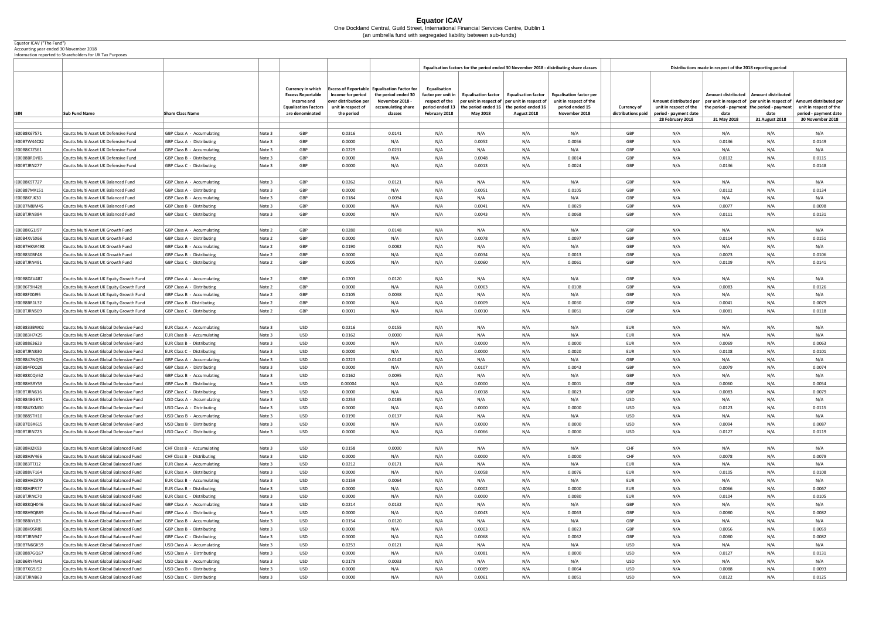# Equator ICAV

One Dockland Central, Guild Street, International Financial Services Centre, Dublin 1
(an umbrella fund with segregated liability between sub-funds)

Equator ICAV ("The Fund")
Accounting year ended 30 November 2018
Information reported to Shareholders for UK Tax Purposes

| ISIN | Sub Fund Name | Share Class Name | | Currency in which Excess Reportable Income and Equalisation Factors are denominated | Excess of Reportable Income for period over distribution per unit in respect of the period | Equalisation Factor for the period ended 30 November 2018 - accumulating share classes | Equalisation factors for the period ended 30 November 2018 - distributing share classes: Equalisation factor per unit in respect of the period ended 13 February 2018 | Equalisation factor per unit in respect of the period ended 16 May 2018 | Equalisation factor per unit in respect of the period ended 16 August 2018 | Equalisation factor per unit in respect of the period ended 15 November 2018 | Currency of distributions paid | Distributions made in respect of the 2018 reporting period: Amount distributed per unit in respect of the period - payment date 28 February 2018 | Amount distributed per unit in respect of the period - payment date 31 May 2018 | Amount distributed per unit in respect of the period - payment date 31 August 2018 | Amount distributed per unit in respect of the period - payment date 30 November 2018 |
|---|---|---|---|---|---|---|---|---|---|---|---|---|---|---|---|
| IE00B8K67571 | Coutts Multi Asset UK Defensive Fund | GBP Class A - Accumulating | Note 3 | GBP | 0.0316 | 0.0141 | N/A | N/A | N/A | N/A | GBP | N/A | N/A | N/A | N/A |
| IE00B7W44C82 | Coutts Multi Asset UK Defensive Fund | GBP Class A - Distributing | Note 3 | GBP | 0.0000 | N/A | N/A | 0.0052 | N/A | 0.0056 | GBP | N/A | 0.0136 | N/A | 0.0149 |
| IE00B8K7Z561 | Coutts Multi Asset UK Defensive Fund | GBP Class B - Accumulating | Note 3 | GBP | 0.0229 | 0.0231 | N/A | N/A | N/A | N/A | GBP | N/A | N/A | N/A | N/A |
| IE00B8BRDY03 | Coutts Multi Asset UK Defensive Fund | GBP Class B - Distributing | Note 3 | GBP | 0.0000 | N/A | N/A | 0.0048 | N/A | 0.0014 | GBP | N/A | 0.0102 | N/A | 0.0115 |
| IE00BTJRN277 | Coutts Multi Asset UK Defensive Fund | GBP Class C - Distributing | Note 3 | GBP | 0.0000 | N/A | N/A | 0.0013 | N/A | 0.0024 | GBP | N/A | 0.0136 | N/A | 0.0148 |
| IE00B8K9T727 | Coutts Multi Asset UK Balanced Fund | GBP Class A - Accumulating | Note 3 | GBP | 0.0262 | 0.0121 | N/A | N/A | N/A | N/A | GBP | N/A | N/A | N/A | N/A |
| IE00B87MKL51 | Coutts Multi Asset UK Balanced Fund | GBP Class A - Distributing | Note 3 | GBP | 0.0000 | N/A | N/A | 0.0051 | N/A | 0.0105 | GBP | N/A | 0.0112 | N/A | 0.0134 |
| IE00B8KFJK30 | Coutts Multi Asset UK Balanced Fund | GBP Class B - Accumulating | Note 3 | GBP | 0.0184 | 0.0094 | N/A | N/A | N/A | N/A | GBP | N/A | N/A | N/A | N/A |
| IE00B7N8JM45 | Coutts Multi Asset UK Balanced Fund | GBP Class B - Distributing | Note 3 | GBP | 0.0000 | N/A | N/A | 0.0041 | N/A | 0.0029 | GBP | N/A | 0.0077 | N/A | 0.0098 |
| IE00BTJRN384 | Coutts Multi Asset UK Balanced Fund | GBP Class C - Distributing | Note 3 | GBP | 0.0000 | N/A | N/A | 0.0043 | N/A | 0.0068 | GBP | N/A | 0.0111 | N/A | 0.0131 |
| IE00B8KG1J97 | Coutts Multi Asset UK Growth Fund | GBP Class A - Accumulating | Note 2 | GBP | 0.0280 | 0.0148 | N/A | N/A | N/A | N/A | GBP | N/A | N/A | N/A | N/A |
| IE00B4XVSX66 | Coutts Multi Asset UK Growth Fund | GBP Class A - Distributing | Note 2 | GBP | 0.0000 | N/A | N/A | 0.0078 | N/A | 0.0097 | GBP | N/A | 0.0114 | N/A | 0.0151 |
| IE00B7HKW498 | Coutts Multi Asset UK Growth Fund | GBP Class B - Accumulating | Note 2 | GBP | 0.0190 | 0.0082 | N/A | N/A | N/A | N/A | GBP | N/A | N/A | N/A | N/A |
| IE00B830BF48 | Coutts Multi Asset UK Growth Fund | GBP Class B - Distributing | Note 2 | GBP | 0.0000 | N/A | N/A | 0.0034 | N/A | 0.0013 | GBP | N/A | 0.0073 | N/A | 0.0106 |
| IE00BTJRN491 | Coutts Multi Asset UK Growth Fund | GBP Class C - Distributing | Note 2 | GBP | 0.0005 | N/A | N/A | 0.0060 | N/A | 0.0061 | GBP | N/A | 0.0109 | N/A | 0.0141 |
| IE00B8DZV487 | Coutts Multi Asset UK Equity Growth Fund | GBP Class A - Accumulating | Note 2 | GBP | 0.0203 | 0.0120 | N/A | N/A | N/A | N/A | GBP | N/A | N/A | N/A | N/A |
| IE00B6T9H428 | Coutts Multi Asset UK Equity Growth Fund | GBP Class A - Distributing | Note 2 | GBP | 0.0000 | N/A | N/A | 0.0063 | N/A | 0.0108 | GBP | N/A | 0.0083 | N/A | 0.0126 |
| IE00B8F0OJ95 | Coutts Multi Asset UK Equity Growth Fund | GBP Class B - Accumulating | Note 2 | GBP | 0.0105 | 0.0038 | N/A | N/A | N/A | N/A | GBP | N/A | N/A | N/A | N/A |
| IE00B8BR1L32 | Coutts Multi Asset UK Equity Growth Fund | GBP Class B - Distributing | Note 2 | GBP | 0.0000 | N/A | N/A | 0.0009 | N/A | 0.0030 | GBP | N/A | 0.0041 | N/A | 0.0079 |
| IE00BTJRN509 | Coutts Multi Asset UK Equity Growth Fund | GBP Class C - Distributing | Note 2 | GBP | 0.0001 | N/A | N/A | 0.0010 | N/A | 0.0051 | GBP | N/A | 0.0081 | N/A | 0.0118 |
| IE00B833BW02 | Coutts Multi Asset Global Defensive Fund | EUR Class A - Accumulating | Note 3 | USD | 0.0216 | 0.0155 | N/A | N/A | N/A | N/A | EUR | N/A | N/A | N/A | N/A |
| IE00B83H7K25 | Coutts Multi Asset Global Defensive Fund | EUR Class B - Accumulating | Note 3 | USD | 0.0162 | 0.0000 | N/A | N/A | N/A | N/A | EUR | N/A | N/A | N/A | N/A |
| IE00B8863623 | Coutts Multi Asset Global Defensive Fund | EUR Class B - Distributing | Note 3 | USD | 0.0000 | N/A | N/A | 0.0000 | N/A | 0.0000 | EUR | N/A | 0.0069 | N/A | 0.0063 |
| IE00BTJRN830 | Coutts Multi Asset Global Defensive Fund | EUR Class C - Distributing | Note 3 | USD | 0.0000 | N/A | N/A | 0.0000 | N/A | 0.0020 | EUR | N/A | 0.0108 | N/A | 0.0101 |
| IE00B847NQ91 | Coutts Multi Asset Global Defensive Fund | GBP Class A - Accumulating | Note 3 | USD | 0.0223 | 0.0142 | N/A | N/A | N/A | N/A | GBP | N/A | N/A | N/A | N/A |
| IE00B84F0Q28 | Coutts Multi Asset Global Defensive Fund | GBP Class A - Distributing | Note 3 | USD | 0.0000 | N/A | N/A | 0.0107 | N/A | 0.0043 | GBP | N/A | 0.0079 | N/A | 0.0074 |
| IE00B88CQV62 | Coutts Multi Asset Global Defensive Fund | GBP Class B - Accumulating | Note 3 | USD | 0.0162 | 0.0095 | N/A | N/A | N/A | N/A | GBP | N/A | N/A | N/A | N/A |
| IE00B8HSRY59 | Coutts Multi Asset Global Defensive Fund | GBP Class B - Distributing | Note 3 | USD | 0.00004 | N/A | N/A | 0.0000 | N/A | 0.0001 | GBP | N/A | 0.0060 | N/A | 0.0054 |
| IE00BTJRN616 | Coutts Multi Asset Global Defensive Fund | GBP Class C - Distributing | Note 3 | USD | 0.0000 | N/A | N/A | 0.0018 | N/A | 0.0023 | GBP | N/A | 0.0083 | N/A | 0.0079 |
| IE00B84BGB71 | Coutts Multi Asset Global Defensive Fund | USD Class A - Accumulating | Note 3 | USD | 0.0253 | 0.0185 | N/A | N/A | N/A | N/A | USD | N/A | N/A | N/A | N/A |
| IE00B843XM30 | Coutts Multi Asset Global Defensive Fund | USD Class A - Distributing | Note 3 | USD | 0.0000 | N/A | N/A | 0.0000 | N/A | 0.0000 | USD | N/A | 0.0123 | N/A | 0.0115 |
| IE00B88STH10 | Coutts Multi Asset Global Defensive Fund | USD Class B - Accumulating | Note 3 | USD | 0.0190 | 0.0137 | N/A | N/A | N/A | N/A | USD | N/A | N/A | N/A | N/A |
| IE00B7D3X615 | Coutts Multi Asset Global Defensive Fund | USD Class B - Distributing | Note 3 | USD | 0.0000 | N/A | N/A | 0.0000 | N/A | 0.0000 | USD | N/A | 0.0094 | N/A | 0.0087 |
| IE00BTJRN723 | Coutts Multi Asset Global Defensive Fund | USD Class C - Distributing | Note 3 | USD | 0.0000 | N/A | N/A | 0.0066 | N/A | 0.0000 | USD | N/A | 0.0127 | N/A | 0.0119 |
| IE00B8HJ2K93 | Coutts Multi Asset Global Balanced Fund | CHF Class B - Accumulating | Note 3 | USD | 0.0158 | 0.0000 | N/A | N/A | N/A | N/A | CHF | N/A | N/A | N/A | N/A |
| IE00B8HJV466 | Coutts Multi Asset Global Balanced Fund | CHF Class B - Distributing | Note 3 | USD | 0.0000 | N/A | N/A | 0.0000 | N/A | 0.0000 | CHF | N/A | 0.0078 | N/A | 0.0079 |
| IE00B83TTJ12 | Coutts Multi Asset Global Balanced Fund | EUR Class A - Accumulating | Note 3 | USD | 0.0212 | 0.0171 | N/A | N/A | N/A | N/A | EUR | N/A | N/A | N/A | N/A |
| IE00B88VF164 | Coutts Multi Asset Global Balanced Fund | EUR Class A - Distributing | Note 3 | USD | 0.0000 | N/A | N/A | 0.0058 | N/A | 0.0076 | EUR | N/A | 0.0105 | N/A | 0.0108 |
| IE00B8HHZ370 | Coutts Multi Asset Global Balanced Fund | EUR Class B - Accumulating | Note 3 | USD | 0.0159 | 0.0064 | N/A | N/A | N/A | N/A | EUR | N/A | N/A | N/A | N/A |
| IE00B8HJPR77 | Coutts Multi Asset Global Balanced Fund | EUR Class B - Distributing | Note 3 | USD | 0.0000 | N/A | N/A | 0.0002 | N/A | 0.0000 | EUR | N/A | 0.0066 | N/A | 0.0067 |
| IE00BTJRNC70 | Coutts Multi Asset Global Balanced Fund | EUR Class C - Distributing | Note 3 | USD | 0.0000 | N/A | N/A | 0.0000 | N/A | 0.0080 | EUR | N/A | 0.0104 | N/A | 0.0105 |
| IE00B88QH046 | Coutts Multi Asset Global Balanced Fund | GBP Class A - Accumulating | Note 3 | USD | 0.0214 | 0.0132 | N/A | N/A | N/A | N/A | GBP | N/A | N/A | N/A | N/A |
| IE00B8H9QB89 | Coutts Multi Asset Global Balanced Fund | GBP Class A - Distributing | Note 3 | USD | 0.0000 | N/A | N/A | 0.0043 | N/A | 0.0063 | GBP | N/A | 0.0080 | N/A | 0.0082 |
| IE00B8BJYL03 | Coutts Multi Asset Global Balanced Fund | GBP Class B - Accumulating | Note 3 | USD | 0.0154 | 0.0120 | N/A | N/A | N/A | N/A | GBP | N/A | N/A | N/A | N/A |
| IE00B8H9SR89 | Coutts Multi Asset Global Balanced Fund | GBP Class B - Distributing | Note 3 | USD | 0.0000 | N/A | N/A | 0.0003 | N/A | 0.0023 | GBP | N/A | 0.0056 | N/A | 0.0059 |
| IE00BTJRN947 | Coutts Multi Asset Global Balanced Fund | GBP Class C - Distributing | Note 3 | USD | 0.0000 | N/A | N/A | 0.0068 | N/A | 0.0062 | GBP | N/A | 0.0080 | N/A | 0.0082 |
| IE00B7N6GK59 | Coutts Multi Asset Global Balanced Fund | USD Class A - Accumulating | Note 3 | USD | 0.0253 | 0.0121 | N/A | N/A | N/A | N/A | USD | N/A | N/A | N/A | N/A |
| IE00B887GQ67 | Coutts Multi Asset Global Balanced Fund | USD Class A - Distributing | Note 3 | USD | 0.0000 | N/A | N/A | 0.0081 | N/A | 0.0000 | USD | N/A | 0.0127 | N/A | 0.0131 |
| IE00B6RYFN41 | Coutts Multi Asset Global Balanced Fund | USD Class B - Accumulating | Note 3 | USD | 0.0179 | 0.0033 | N/A | N/A | N/A | N/A | USD | N/A | N/A | N/A | N/A |
| IE00B7XG9J52 | Coutts Multi Asset Global Balanced Fund | USD Class B - Distributing | Note 3 | USD | 0.0000 | N/A | N/A | 0.0089 | N/A | 0.0064 | USD | N/A | 0.0088 | N/A | 0.0093 |
| IE00BTJRNB63 | Coutts Multi Asset Global Balanced Fund | USD Class C - Distributing | Note 3 | USD | 0.0000 | N/A | N/A | 0.0061 | N/A | 0.0051 | USD | N/A | 0.0122 | N/A | 0.0125 |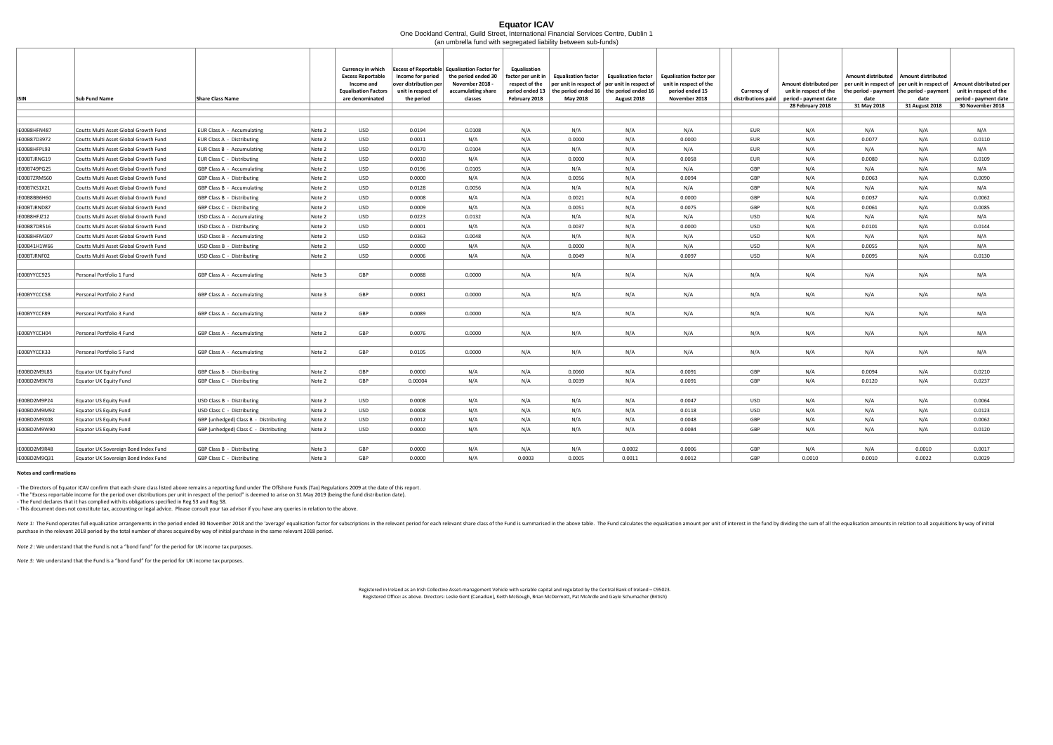# Equator ICAV

One Dockland Central, Guild Street, International Financial Services Centre, Dublin 1

(an umbrella fund with segregated liability between sub-funds)

| ISIN | Sub Fund Name | Share Class Name | | Currency in which Excess Reportable Income and Equalisation Factors are denominated | Excess of Reportable Income for period over distribution per unit in respect of the period | Equalisation Factor for the period ended 30 November 2018 - accumulating share classes | Equalisation factor per unit in respect of the period ended 13 February 2018 | Equalisation factor per unit in respect of the period ended 16 May 2018 | Equalisation factor per unit in respect of the period ended 16 August 2018 | Equalisation factor per unit in respect of the period ended 15 November 2018 | Currency of distributions paid | Amount distributed per unit in respect of the period - payment date 28 February 2018 | Amount distributed per unit in respect of the period - payment date 31 May 2018 | Amount distributed per unit in respect of the period - payment date 31 August 2018 | Amount distributed per unit in respect of the period - payment date 30 November 2018 |
|---|---|---|---|---|---|---|---|---|---|---|---|---|---|---|---|
| IE00B8HFN487 | Coutts Multi Asset Global Growth Fund | EUR Class A - Accumulating | Note 2 | USD | 0.0194 | 0.0108 | N/A | N/A | N/A | N/A | EUR | N/A | N/A | N/A | N/A |
| IE00B87D3972 | Coutts Multi Asset Global Growth Fund | EUR Class A - Distributing | Note 2 | USD | 0.0011 | N/A | N/A | 0.0000 | N/A | 0.0000 | EUR | N/A | 0.0077 | N/A | 0.0110 |
| IE00B8HFPL93 | Coutts Multi Asset Global Growth Fund | EUR Class B - Accumulating | Note 2 | USD | 0.0170 | 0.0104 | N/A | N/A | N/A | N/A | EUR | N/A | N/A | N/A | N/A |
| IE00BTJRNG19 | Coutts Multi Asset Global Growth Fund | EUR Class C - Distributing | Note 2 | USD | 0.0010 | N/A | N/A | 0.0000 | N/A | 0.0058 | EUR | N/A | 0.0080 | N/A | 0.0109 |
| IE00B749PG25 | Coutts Multi Asset Global Growth Fund | GBP Class A - Accumulating | Note 2 | USD | 0.0196 | 0.0105 | N/A | N/A | N/A | N/A | GBP | N/A | N/A | N/A | N/A |
| IE00B7ZRMS60 | Coutts Multi Asset Global Growth Fund | GBP Class A - Distributing | Note 2 | USD | 0.0000 | N/A | N/A | 0.0056 | N/A | 0.0094 | GBP | N/A | 0.0063 | N/A | 0.0090 |
| IE00B7KS1X21 | Coutts Multi Asset Global Growth Fund | GBP Class B - Accumulating | Note 2 | USD | 0.0128 | 0.0056 | N/A | N/A | N/A | N/A | GBP | N/A | N/A | N/A | N/A |
| IE00B8BB6H60 | Coutts Multi Asset Global Growth Fund | GBP Class B - Distributing | Note 2 | USD | 0.0008 | N/A | N/A | 0.0021 | N/A | 0.0000 | GBP | N/A | 0.0037 | N/A | 0.0062 |
| IE00BTJRND87 | Coutts Multi Asset Global Growth Fund | GBP Class C - Distributing | Note 2 | USD | 0.0009 | N/A | N/A | 0.0051 | N/A | 0.0075 | GBP | N/A | 0.0061 | N/A | 0.0085 |
| IE00B8HFJZ12 | Coutts Multi Asset Global Growth Fund | USD Class A - Accumulating | Note 2 | USD | 0.0223 | 0.0132 | N/A | N/A | N/A | N/A | USD | N/A | N/A | N/A | N/A |
| IE00B87DR516 | Coutts Multi Asset Global Growth Fund | USD Class A - Distributing | Note 2 | USD | 0.0001 | N/A | N/A | 0.0037 | N/A | 0.0000 | USD | N/A | 0.0101 | N/A | 0.0144 |
| IE00B8HFM307 | Coutts Multi Asset Global Growth Fund | USD Class B - Accumulating | Note 2 | USD | 0.0363 | 0.0048 | N/A | N/A | N/A | N/A | USD | N/A | N/A | N/A | N/A |
| IE00B41H1W66 | Coutts Multi Asset Global Growth Fund | USD Class B - Distributing | Note 2 | USD | 0.0000 | N/A | N/A | 0.0000 | N/A | N/A | USD | N/A | 0.0055 | N/A | N/A |
| IE00BTJRNF02 | Coutts Multi Asset Global Growth Fund | USD Class C - Distributing | Note 2 | USD | 0.0006 | N/A | N/A | 0.0049 | N/A | 0.0097 | USD | N/A | 0.0095 | N/A | 0.0130 |
| IE00BYYCC925 | Personal Portfolio 1 Fund | GBP Class A - Accumulating | Note 3 | GBP | 0.0088 | 0.0000 | N/A | N/A | N/A | N/A | N/A | N/A | N/A | N/A | N/A |
| IE00BYYCCC58 | Personal Portfolio 2 Fund | GBP Class A - Accumulating | Note 3 | GBP | 0.0081 | 0.0000 | N/A | N/A | N/A | N/A | N/A | N/A | N/A | N/A | N/A |
| IE00BYYCCF89 | Personal Portfolio 3 Fund | GBP Class A - Accumulating | Note 2 | GBP | 0.0089 | 0.0000 | N/A | N/A | N/A | N/A | N/A | N/A | N/A | N/A | N/A |
| IE00BYYCCH04 | Personal Portfolio 4 Fund | GBP Class A - Accumulating | Note 2 | GBP | 0.0076 | 0.0000 | N/A | N/A | N/A | N/A | N/A | N/A | N/A | N/A | N/A |
| IE00BYYCCK33 | Personal Portfolio 5 Fund | GBP Class A - Accumulating | Note 2 | GBP | 0.0105 | 0.0000 | N/A | N/A | N/A | N/A | N/A | N/A | N/A | N/A | N/A |
| IE00BD2M9L85 | Equator UK Equity Fund | GBP Class B - Distributing | Note 2 | GBP | 0.0000 | N/A | N/A | 0.0060 | N/A | 0.0091 | GBP | N/A | 0.0094 | N/A | 0.0210 |
| IE00BD2M9K78 | Equator UK Equity Fund | GBP Class C - Distributing | Note 2 | GBP | 0.00004 | N/A | N/A | 0.0039 | N/A | 0.0091 | GBP | N/A | 0.0120 | N/A | 0.0237 |
| IE00BD2M9P24 | Equator US Equity Fund | USD Class B - Distributing | Note 2 | USD | 0.0008 | N/A | N/A | N/A | N/A | 0.0047 | USD | N/A | N/A | N/A | 0.0064 |
| IE00BD2M9M92 | Equator US Equity Fund | USD Class C - Distributing | Note 2 | USD | 0.0008 | N/A | N/A | N/A | N/A | 0.0118 | USD | N/A | N/A | N/A | 0.0123 |
| IE00BD2M9X08 | Equator US Equity Fund | GBP (unhedged) Class B - Distributing | Note 2 | USD | 0.0012 | N/A | N/A | N/A | N/A | 0.0048 | GBP | N/A | N/A | N/A | 0.0062 |
| IE00BD2M9W90 | Equator US Equity Fund | GBP (unhedged) Class C - Distributing | Note 2 | USD | 0.0000 | N/A | N/A | N/A | N/A | 0.0084 | GBP | N/A | N/A | N/A | 0.0120 |
| IE00BD2M9R48 | Equator UK Sovereign Bond Index Fund | GBP Class B - Distributing | Note 3 | GBP | 0.0000 | N/A | N/A | N/A | 0.0002 | 0.0006 | GBP | N/A | N/A | 0.0010 | 0.0017 |
| IE00BD2M9Q31 | Equator UK Sovereign Bond Index Fund | GBP Class C - Distributing | Note 3 | GBP | 0.0000 | N/A | 0.0003 | 0.0005 | 0.0011 | 0.0012 | GBP | 0.0010 | 0.0010 | 0.0022 | 0.0029 |

**Notes and confirmations**

- The Directors of Equator ICAV confirm that each share class listed above remains a reporting fund under The Offshore Funds (Tax) Regulations 2009 at the date of this report.
- The "Excess reportable income for the period over distributions per unit in respect of the period" is deemed to arise on 31 May 2019 (being the fund distribution date).
- The Fund declares that it has complied with its obligations specified in Reg 53 and Reg 58.
- This document does not constitute tax, accounting or legal advice. Please consult your tax advisor if you have any queries in relation to the above.

*Note 1:* The Fund operates full equalisation arrangements in the period ended 30 November 2018 and the 'average' equalisation factor for subscriptions in the relevant period for each relevant share class of the Fund is summarised in the above table. The Fund calculates the equalisation amount per unit of interest in the fund by dividing the sum of all the equalisation amounts in relation to all acquisitions by way of initial purchase in the relevant 2018 period by the total number of shares acquired by way of initial purchase in the same relevant 2018 period.

*Note 2* : We understand that the Fund is not a "bond fund" for the period for UK income tax purposes.

*Note 3:* We understand that the Fund is a "bond fund" for the period for UK income tax purposes.

Registered in Ireland as an Irish Collective Asset-management Vehicle with variable capital and regulated by the Central Bank of Ireland – C95023.
Registered Office: as above. Directors: Leslie Gent (Canadian), Keith McGough, Brian McDermott, Pat McArdle and Gayle Schumacher (British)